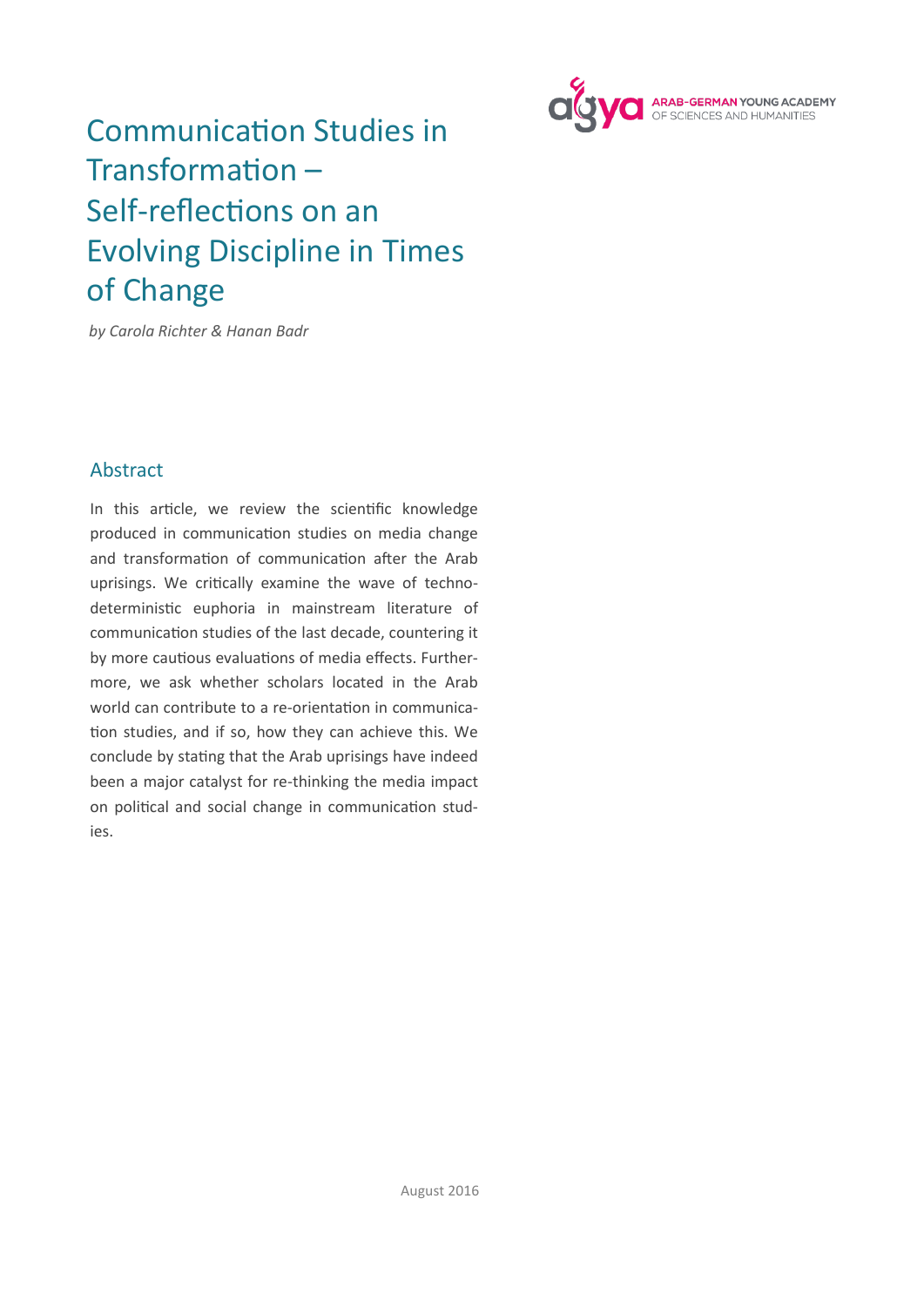ARAB-GERMAN YOUNG ACADEMY OF SCIENCES AND HUMANITIES

# Communication Studies in Transformation – Self-reflections on an Evolving Discipline in Times of Change

*by Carola Richter & Hanan Badr*

## Abstract

In this article, we review the scientific knowledge produced in communication studies on media change and transformation of communication after the Arab uprisings. We critically examine the wave of techno-deterministic euphoria in mainstream literature of communication studies of the last decade, countering it by more cautious evaluations of media effects. Furthermore, we ask whether scholars located in the Arab world can contribute to a re-orientation in communication studies, and if so, how they can achieve this. We conclude by stating that the Arab uprisings have indeed been a major catalyst for re-thinking the media impact on political and social change in communication studies.

August 2016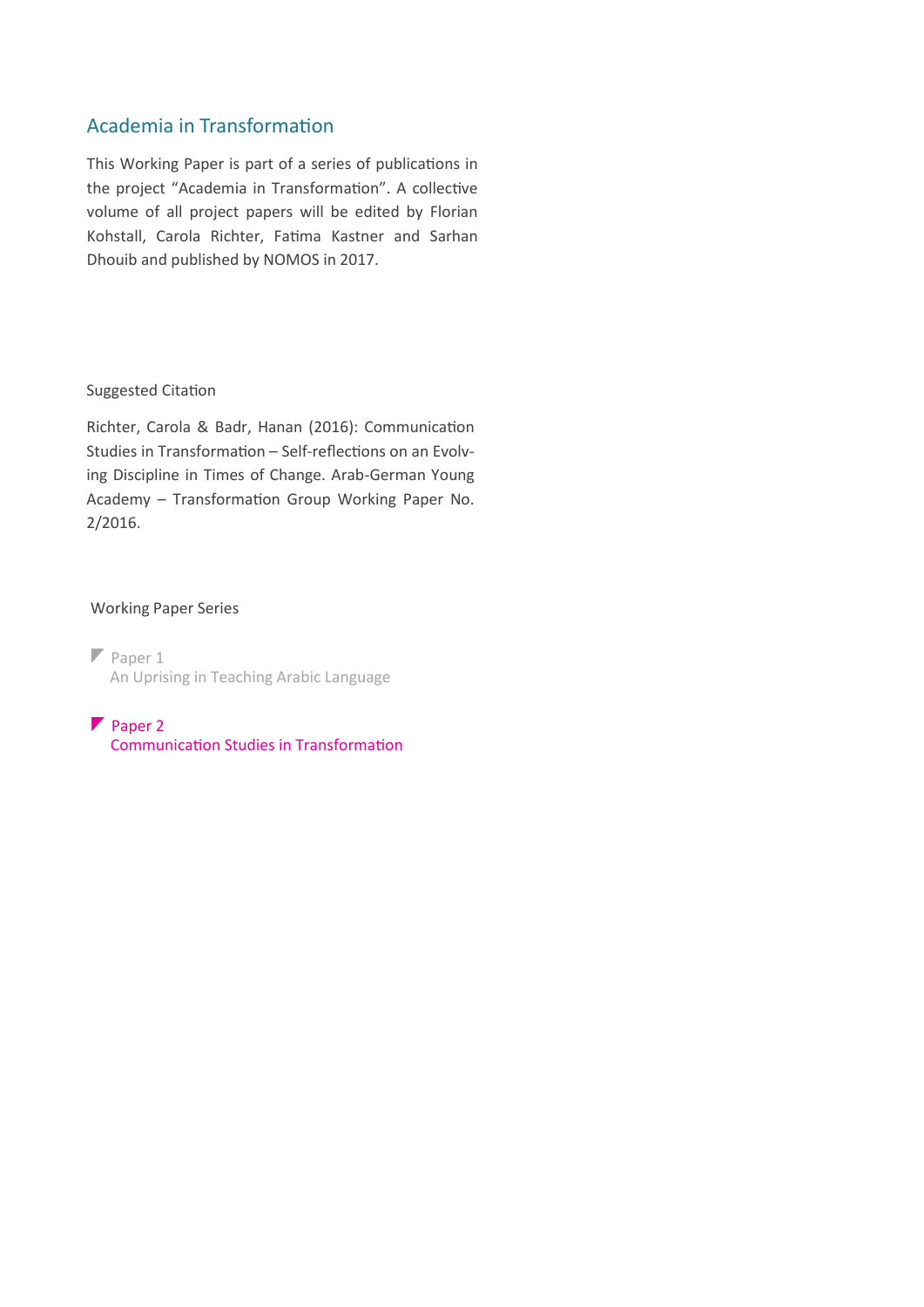## Academia in Transformation

This Working Paper is part of a series of publications in the project "Academia in Transformation". A collective volume of all project papers will be edited by Florian Kohstall, Carola Richter, Fatima Kastner and Sarhan Dhouib and published by NOMOS in 2017.

Suggested Citation

Richter, Carola & Badr, Hanan (2016): Communication Studies in Transformation – Self-reflections on an Evolving Discipline in Times of Change. Arab-German Young Academy – Transformation Group Working Paper No. 2/2016.

Working Paper Series

Paper 1
An Uprising in Teaching Arabic Language

Paper 2
Communication Studies in Transformation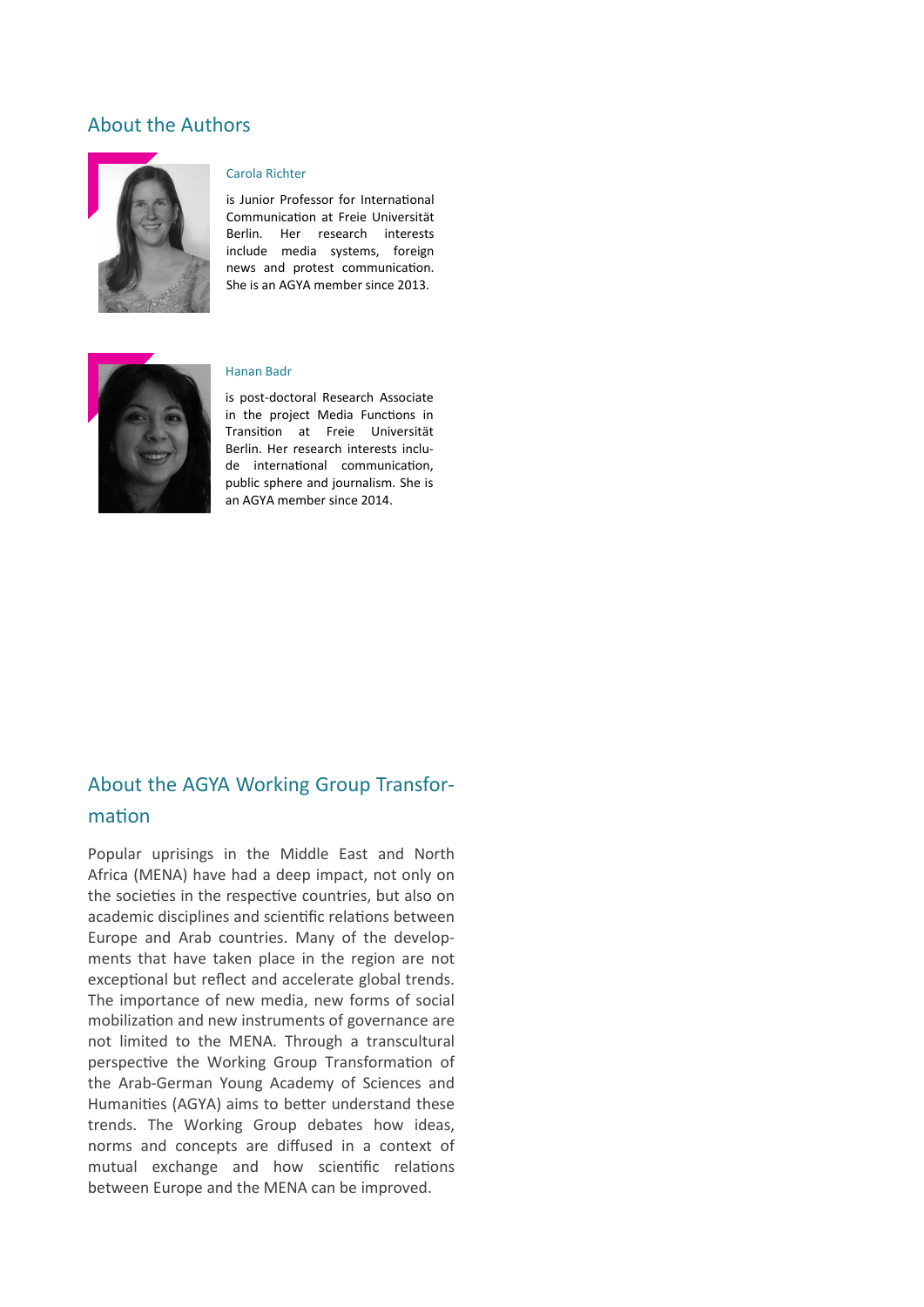## About the Authors

### Carola Richter

is Junior Professor for International Communication at Freie Universität Berlin. Her research interests include media systems, foreign news and protest communication. She is an AGYA member since 2013.

### Hanan Badr

is post-doctoral Research Associate in the project Media Functions in Transition at Freie Universität Berlin. Her research interests include international communication, public sphere and journalism. She is an AGYA member since 2014.

## About the AGYA Working Group Transformation

Popular uprisings in the Middle East and North Africa (MENA) have had a deep impact, not only on the societies in the respective countries, but also on academic disciplines and scientific relations between Europe and Arab countries. Many of the developments that have taken place in the region are not exceptional but reflect and accelerate global trends. The importance of new media, new forms of social mobilization and new instruments of governance are not limited to the MENA. Through a transcultural perspective the Working Group Transformation of the Arab-German Young Academy of Sciences and Humanities (AGYA) aims to better understand these trends. The Working Group debates how ideas, norms and concepts are diffused in a context of mutual exchange and how scientific relations between Europe and the MENA can be improved.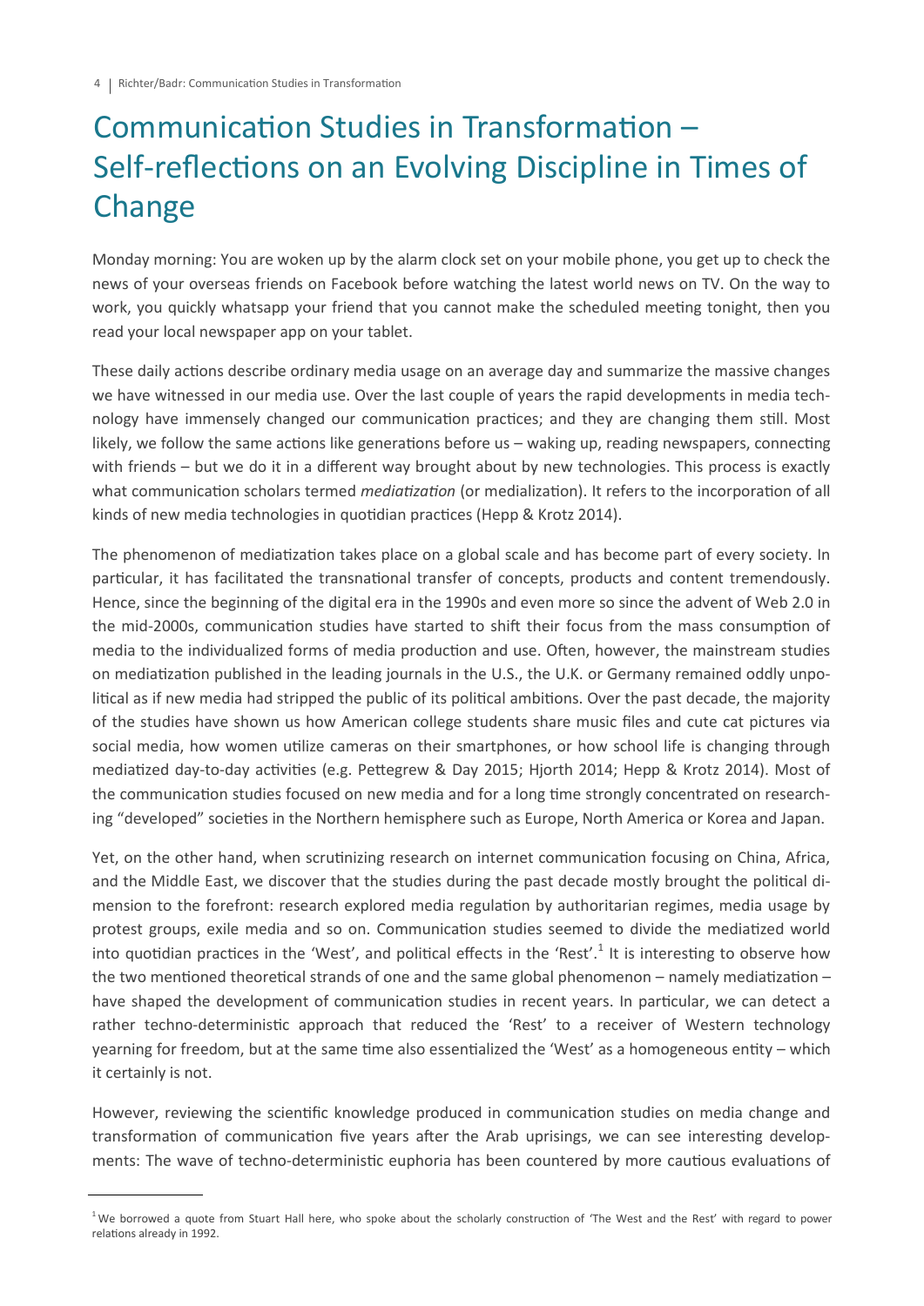# Communication Studies in Transformation – Self-reflections on an Evolving Discipline in Times of Change

Monday morning: You are woken up by the alarm clock set on your mobile phone, you get up to check the news of your overseas friends on Facebook before watching the latest world news on TV. On the way to work, you quickly whatsapp your friend that you cannot make the scheduled meeting tonight, then you read your local newspaper app on your tablet.

These daily actions describe ordinary media usage on an average day and summarize the massive changes we have witnessed in our media use. Over the last couple of years the rapid developments in media technology have immensely changed our communication practices; and they are changing them still. Most likely, we follow the same actions like generations before us – waking up, reading newspapers, connecting with friends – but we do it in a different way brought about by new technologies. This process is exactly what communication scholars termed *mediatization* (or medialization). It refers to the incorporation of all kinds of new media technologies in quotidian practices (Hepp & Krotz 2014).

The phenomenon of mediatization takes place on a global scale and has become part of every society. In particular, it has facilitated the transnational transfer of concepts, products and content tremendously. Hence, since the beginning of the digital era in the 1990s and even more so since the advent of Web 2.0 in the mid-2000s, communication studies have started to shift their focus from the mass consumption of media to the individualized forms of media production and use. Often, however, the mainstream studies on mediatization published in the leading journals in the U.S., the U.K. or Germany remained oddly unpolitical as if new media had stripped the public of its political ambitions. Over the past decade, the majority of the studies have shown us how American college students share music files and cute cat pictures via social media, how women utilize cameras on their smartphones, or how school life is changing through mediatized day-to-day activities (e.g. Pettegrew & Day 2015; Hjorth 2014; Hepp & Krotz 2014). Most of the communication studies focused on new media and for a long time strongly concentrated on researching "developed" societies in the Northern hemisphere such as Europe, North America or Korea and Japan.

Yet, on the other hand, when scrutinizing research on internet communication focusing on China, Africa, and the Middle East, we discover that the studies during the past decade mostly brought the political dimension to the forefront: research explored media regulation by authoritarian regimes, media usage by protest groups, exile media and so on. Communication studies seemed to divide the mediatized world into quotidian practices in the 'West', and political effects in the 'Rest'.[1] It is interesting to observe how the two mentioned theoretical strands of one and the same global phenomenon – namely mediatization – have shaped the development of communication studies in recent years. In particular, we can detect a rather techno-deterministic approach that reduced the 'Rest' to a receiver of Western technology yearning for freedom, but at the same time also essentialized the 'West' as a homogeneous entity – which it certainly is not.

However, reviewing the scientific knowledge produced in communication studies on media change and transformation of communication five years after the Arab uprisings, we can see interesting developments: The wave of techno-deterministic euphoria has been countered by more cautious evaluations of

[1] We borrowed a quote from Stuart Hall here, who spoke about the scholarly construction of 'The West and the Rest' with regard to power relations already in 1992.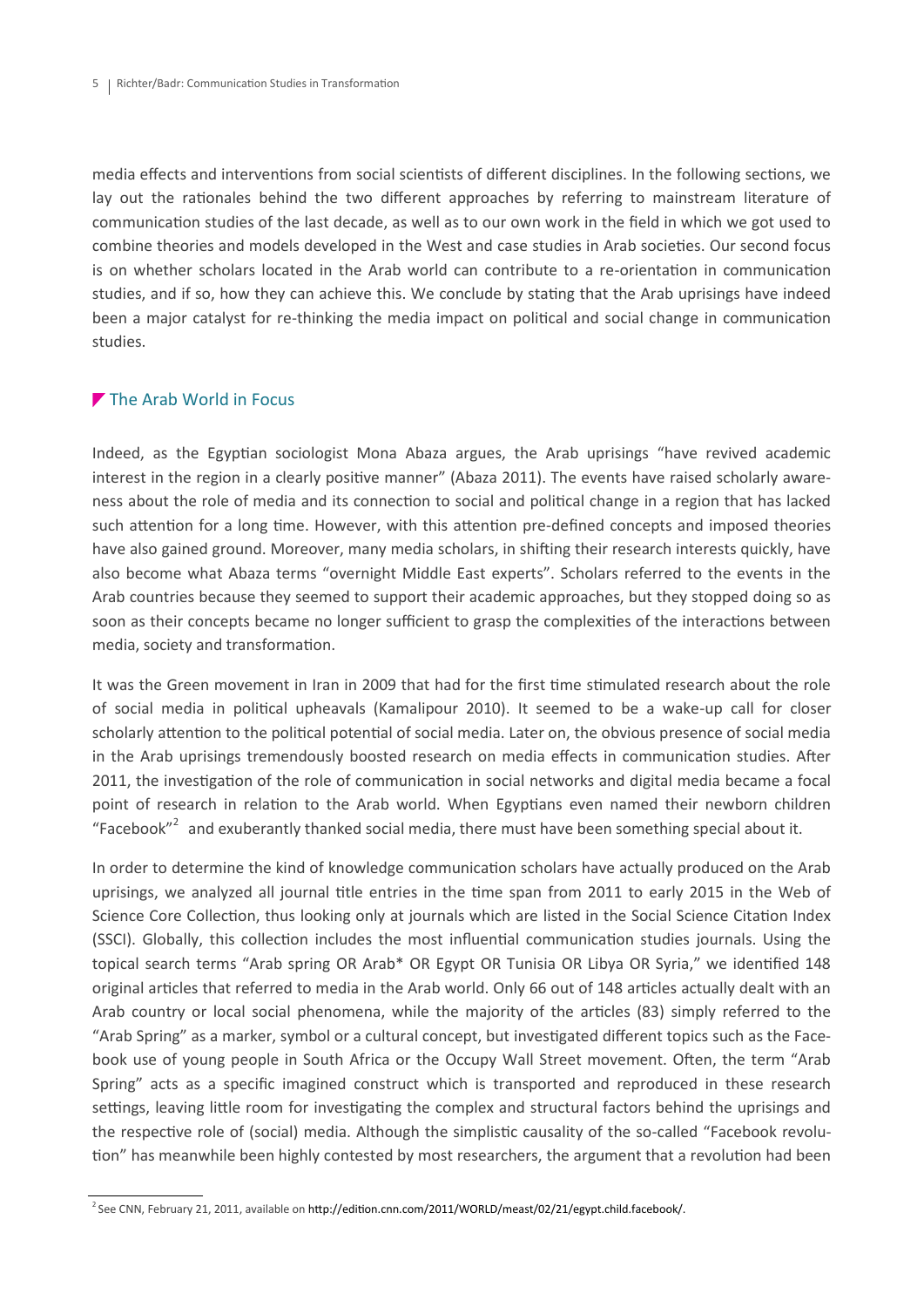media effects and interventions from social scientists of different disciplines. In the following sections, we lay out the rationales behind the two different approaches by referring to mainstream literature of communication studies of the last decade, as well as to our own work in the field in which we got used to combine theories and models developed in the West and case studies in Arab societies. Our second focus is on whether scholars located in the Arab world can contribute to a re-orientation in communication studies, and if so, how they can achieve this. We conclude by stating that the Arab uprisings have indeed been a major catalyst for re-thinking the media impact on political and social change in communication studies.

## The Arab World in Focus

Indeed, as the Egyptian sociologist Mona Abaza argues, the Arab uprisings "have revived academic interest in the region in a clearly positive manner" (Abaza 2011). The events have raised scholarly awareness about the role of media and its connection to social and political change in a region that has lacked such attention for a long time. However, with this attention pre-defined concepts and imposed theories have also gained ground. Moreover, many media scholars, in shifting their research interests quickly, have also become what Abaza terms "overnight Middle East experts". Scholars referred to the events in the Arab countries because they seemed to support their academic approaches, but they stopped doing so as soon as their concepts became no longer sufficient to grasp the complexities of the interactions between media, society and transformation.

It was the Green movement in Iran in 2009 that had for the first time stimulated research about the role of social media in political upheavals (Kamalipour 2010). It seemed to be a wake-up call for closer scholarly attention to the political potential of social media. Later on, the obvious presence of social media in the Arab uprisings tremendously boosted research on media effects in communication studies. After 2011, the investigation of the role of communication in social networks and digital media became a focal point of research in relation to the Arab world. When Egyptians even named their newborn children "Facebook"[2] and exuberantly thanked social media, there must have been something special about it.

In order to determine the kind of knowledge communication scholars have actually produced on the Arab uprisings, we analyzed all journal title entries in the time span from 2011 to early 2015 in the Web of Science Core Collection, thus looking only at journals which are listed in the Social Science Citation Index (SSCI). Globally, this collection includes the most influential communication studies journals. Using the topical search terms "Arab spring OR Arab* OR Egypt OR Tunisia OR Libya OR Syria," we identified 148 original articles that referred to media in the Arab world. Only 66 out of 148 articles actually dealt with an Arab country or local social phenomena, while the majority of the articles (83) simply referred to the "Arab Spring" as a marker, symbol or a cultural concept, but investigated different topics such as the Facebook use of young people in South Africa or the Occupy Wall Street movement. Often, the term "Arab Spring" acts as a specific imagined construct which is transported and reproduced in these research settings, leaving little room for investigating the complex and structural factors behind the uprisings and the respective role of (social) media. Although the simplistic causality of the so-called "Facebook revolution" has meanwhile been highly contested by most researchers, the argument that a revolution had been

[2] See CNN, February 21, 2011, available on http://edition.cnn.com/2011/WORLD/meast/02/21/egypt.child.facebook/.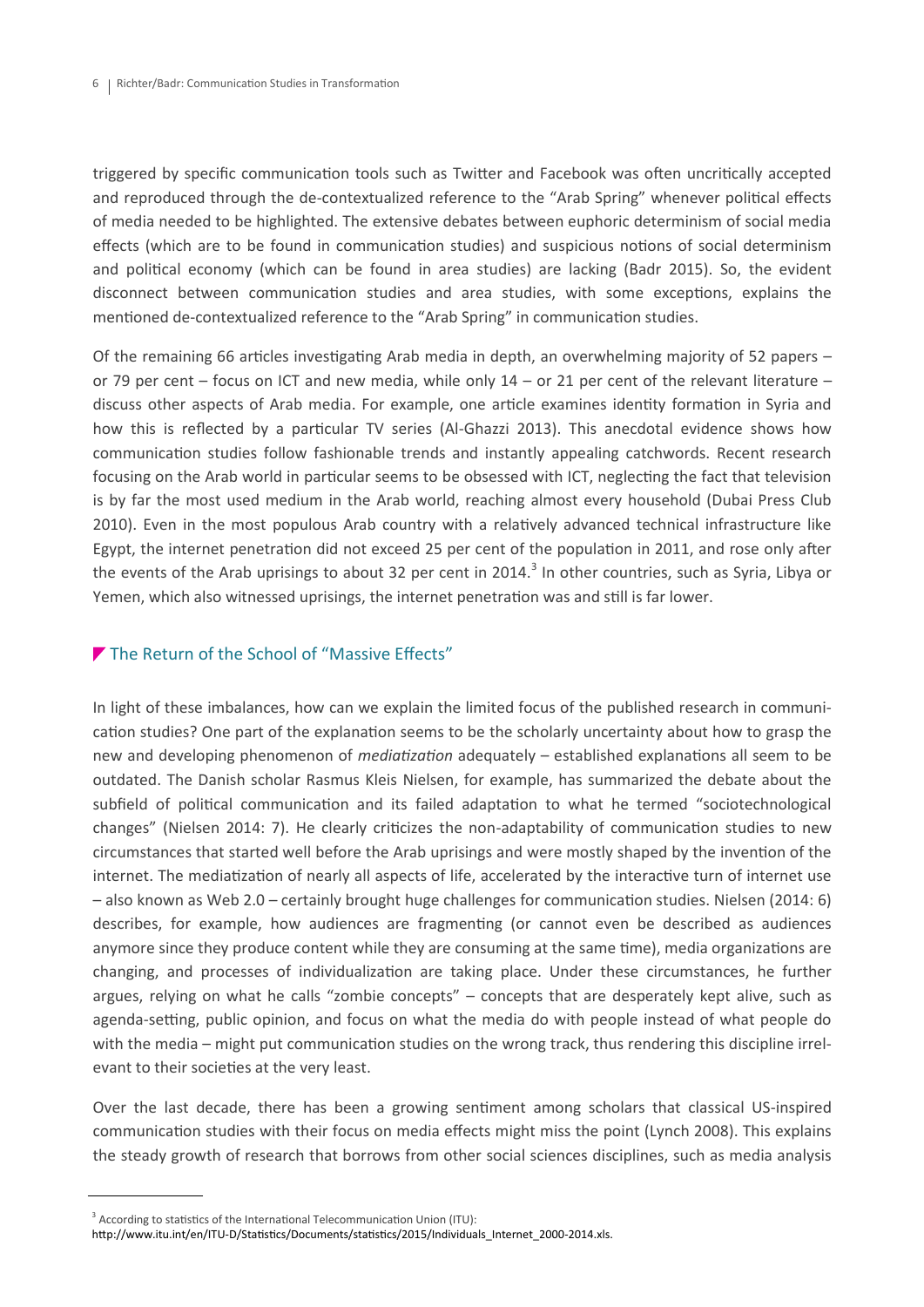triggered by specific communication tools such as Twitter and Facebook was often uncritically accepted and reproduced through the de-contextualized reference to the "Arab Spring" whenever political effects of media needed to be highlighted. The extensive debates between euphoric determinism of social media effects (which are to be found in communication studies) and suspicious notions of social determinism and political economy (which can be found in area studies) are lacking (Badr 2015). So, the evident disconnect between communication studies and area studies, with some exceptions, explains the mentioned de-contextualized reference to the "Arab Spring" in communication studies.

Of the remaining 66 articles investigating Arab media in depth, an overwhelming majority of 52 papers – or 79 per cent – focus on ICT and new media, while only 14 – or 21 per cent of the relevant literature – discuss other aspects of Arab media. For example, one article examines identity formation in Syria and how this is reflected by a particular TV series (Al-Ghazzi 2013). This anecdotal evidence shows how communication studies follow fashionable trends and instantly appealing catchwords. Recent research focusing on the Arab world in particular seems to be obsessed with ICT, neglecting the fact that television is by far the most used medium in the Arab world, reaching almost every household (Dubai Press Club 2010). Even in the most populous Arab country with a relatively advanced technical infrastructure like Egypt, the internet penetration did not exceed 25 per cent of the population in 2011, and rose only after the events of the Arab uprisings to about 32 per cent in 2014.[3] In other countries, such as Syria, Libya or Yemen, which also witnessed uprisings, the internet penetration was and still is far lower.

## The Return of the School of "Massive Effects"

In light of these imbalances, how can we explain the limited focus of the published research in communication studies? One part of the explanation seems to be the scholarly uncertainty about how to grasp the new and developing phenomenon of *mediatization* adequately – established explanations all seem to be outdated. The Danish scholar Rasmus Kleis Nielsen, for example, has summarized the debate about the subfield of political communication and its failed adaptation to what he termed "sociotechnological changes" (Nielsen 2014: 7). He clearly criticizes the non-adaptability of communication studies to new circumstances that started well before the Arab uprisings and were mostly shaped by the invention of the internet. The mediatization of nearly all aspects of life, accelerated by the interactive turn of internet use – also known as Web 2.0 – certainly brought huge challenges for communication studies. Nielsen (2014: 6) describes, for example, how audiences are fragmenting (or cannot even be described as audiences anymore since they produce content while they are consuming at the same time), media organizations are changing, and processes of individualization are taking place. Under these circumstances, he further argues, relying on what he calls "zombie concepts" – concepts that are desperately kept alive, such as agenda-setting, public opinion, and focus on what the media do with people instead of what people do with the media – might put communication studies on the wrong track, thus rendering this discipline irrelevant to their societies at the very least.

Over the last decade, there has been a growing sentiment among scholars that classical US-inspired communication studies with their focus on media effects might miss the point (Lynch 2008). This explains the steady growth of research that borrows from other social sciences disciplines, such as media analysis

---

[3] According to statistics of the International Telecommunication Union (ITU): http://www.itu.int/en/ITU-D/Statistics/Documents/statistics/2015/Individuals_Internet_2000-2014.xls.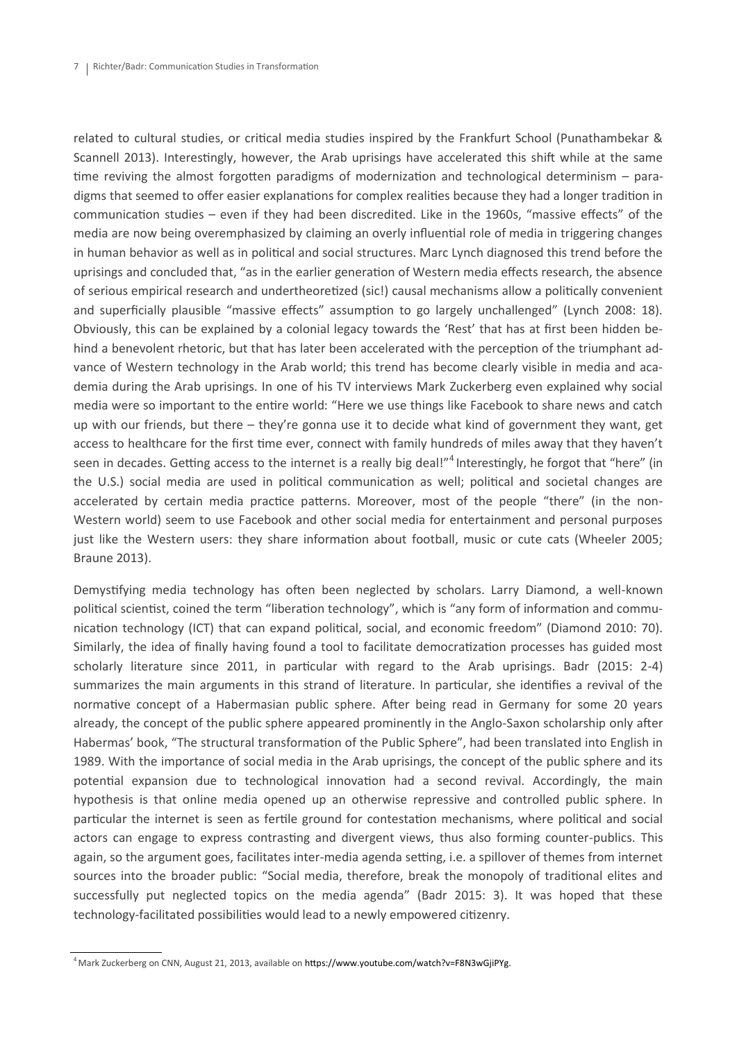related to cultural studies, or critical media studies inspired by the Frankfurt School (Punathambekar & Scannell 2013). Interestingly, however, the Arab uprisings have accelerated this shift while at the same time reviving the almost forgotten paradigms of modernization and technological determinism – paradigms that seemed to offer easier explanations for complex realities because they had a longer tradition in communication studies – even if they had been discredited. Like in the 1960s, "massive effects" of the media are now being overemphasized by claiming an overly influential role of media in triggering changes in human behavior as well as in political and social structures. Marc Lynch diagnosed this trend before the uprisings and concluded that, "as in the earlier generation of Western media effects research, the absence of serious empirical research and undertheoretized (sic!) causal mechanisms allow a politically convenient and superficially plausible "massive effects" assumption to go largely unchallenged" (Lynch 2008: 18). Obviously, this can be explained by a colonial legacy towards the 'Rest' that has at first been hidden behind a benevolent rhetoric, but that has later been accelerated with the perception of the triumphant advance of Western technology in the Arab world; this trend has become clearly visible in media and academia during the Arab uprisings. In one of his TV interviews Mark Zuckerberg even explained why social media were so important to the entire world: "Here we use things like Facebook to share news and catch up with our friends, but there – they're gonna use it to decide what kind of government they want, get access to healthcare for the first time ever, connect with family hundreds of miles away that they haven't seen in decades. Getting access to the internet is a really big deal!"[4] Interestingly, he forgot that "here" (in the U.S.) social media are used in political communication as well; political and societal changes are accelerated by certain media practice patterns. Moreover, most of the people "there" (in the non-Western world) seem to use Facebook and other social media for entertainment and personal purposes just like the Western users: they share information about football, music or cute cats (Wheeler 2005; Braune 2013).

Demystifying media technology has often been neglected by scholars. Larry Diamond, a well-known political scientist, coined the term "liberation technology", which is "any form of information and communication technology (ICT) that can expand political, social, and economic freedom" (Diamond 2010: 70). Similarly, the idea of finally having found a tool to facilitate democratization processes has guided most scholarly literature since 2011, in particular with regard to the Arab uprisings. Badr (2015: 2-4) summarizes the main arguments in this strand of literature. In particular, she identifies a revival of the normative concept of a Habermasian public sphere. After being read in Germany for some 20 years already, the concept of the public sphere appeared prominently in the Anglo-Saxon scholarship only after Habermas' book, "The structural transformation of the Public Sphere", had been translated into English in 1989. With the importance of social media in the Arab uprisings, the concept of the public sphere and its potential expansion due to technological innovation had a second revival. Accordingly, the main hypothesis is that online media opened up an otherwise repressive and controlled public sphere. In particular the internet is seen as fertile ground for contestation mechanisms, where political and social actors can engage to express contrasting and divergent views, thus also forming counter-publics. This again, so the argument goes, facilitates inter-media agenda setting, i.e. a spillover of themes from internet sources into the broader public: "Social media, therefore, break the monopoly of traditional elites and successfully put neglected topics on the media agenda" (Badr 2015: 3). It was hoped that these technology-facilitated possibilities would lead to a newly empowered citizenry.

[4] Mark Zuckerberg on CNN, August 21, 2013, available on https://www.youtube.com/watch?v=F8N3wGjiPYg.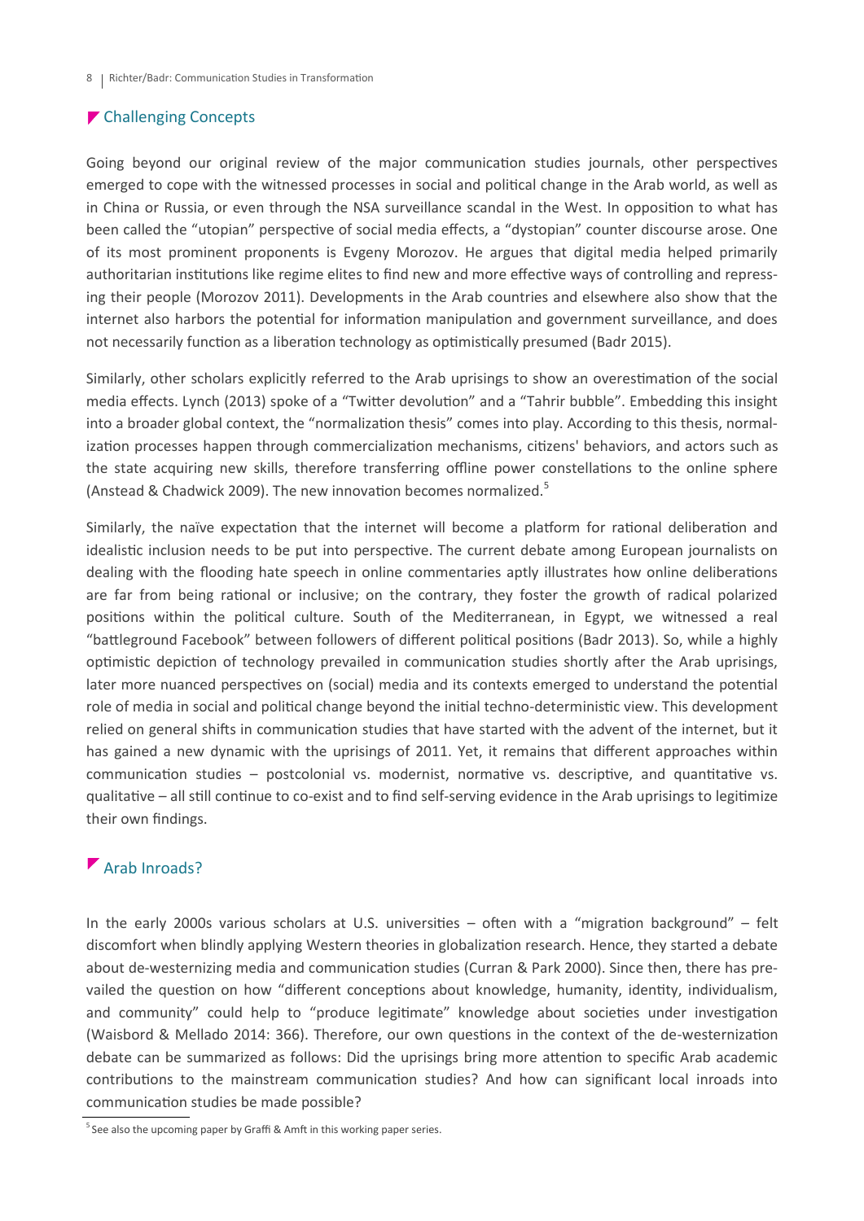## Challenging Concepts

Going beyond our original review of the major communication studies journals, other perspectives emerged to cope with the witnessed processes in social and political change in the Arab world, as well as in China or Russia, or even through the NSA surveillance scandal in the West. In opposition to what has been called the "utopian" perspective of social media effects, a "dystopian" counter discourse arose. One of its most prominent proponents is Evgeny Morozov. He argues that digital media helped primarily authoritarian institutions like regime elites to find new and more effective ways of controlling and repressing their people (Morozov 2011). Developments in the Arab countries and elsewhere also show that the internet also harbors the potential for information manipulation and government surveillance, and does not necessarily function as a liberation technology as optimistically presumed (Badr 2015).

Similarly, other scholars explicitly referred to the Arab uprisings to show an overestimation of the social media effects. Lynch (2013) spoke of a "Twitter devolution" and a "Tahrir bubble". Embedding this insight into a broader global context, the "normalization thesis" comes into play. According to this thesis, normalization processes happen through commercialization mechanisms, citizens' behaviors, and actors such as the state acquiring new skills, therefore transferring offline power constellations to the online sphere (Anstead & Chadwick 2009). The new innovation becomes normalized.[5]

Similarly, the naïve expectation that the internet will become a platform for rational deliberation and idealistic inclusion needs to be put into perspective. The current debate among European journalists on dealing with the flooding hate speech in online commentaries aptly illustrates how online deliberations are far from being rational or inclusive; on the contrary, they foster the growth of radical polarized positions within the political culture. South of the Mediterranean, in Egypt, we witnessed a real "battleground Facebook" between followers of different political positions (Badr 2013). So, while a highly optimistic depiction of technology prevailed in communication studies shortly after the Arab uprisings, later more nuanced perspectives on (social) media and its contexts emerged to understand the potential role of media in social and political change beyond the initial techno-deterministic view. This development relied on general shifts in communication studies that have started with the advent of the internet, but it has gained a new dynamic with the uprisings of 2011. Yet, it remains that different approaches within communication studies – postcolonial vs. modernist, normative vs. descriptive, and quantitative vs. qualitative – all still continue to co-exist and to find self-serving evidence in the Arab uprisings to legitimize their own findings.

## Arab Inroads?

In the early 2000s various scholars at U.S. universities – often with a "migration background" – felt discomfort when blindly applying Western theories in globalization research. Hence, they started a debate about de-westernizing media and communication studies (Curran & Park 2000). Since then, there has prevailed the question on how "different conceptions about knowledge, humanity, identity, individualism, and community" could help to "produce legitimate" knowledge about societies under investigation (Waisbord & Mellado 2014: 366). Therefore, our own questions in the context of the de-westernization debate can be summarized as follows: Did the uprisings bring more attention to specific Arab academic contributions to the mainstream communication studies? And how can significant local inroads into communication studies be made possible?

[5] See also the upcoming paper by Graffi & Amft in this working paper series.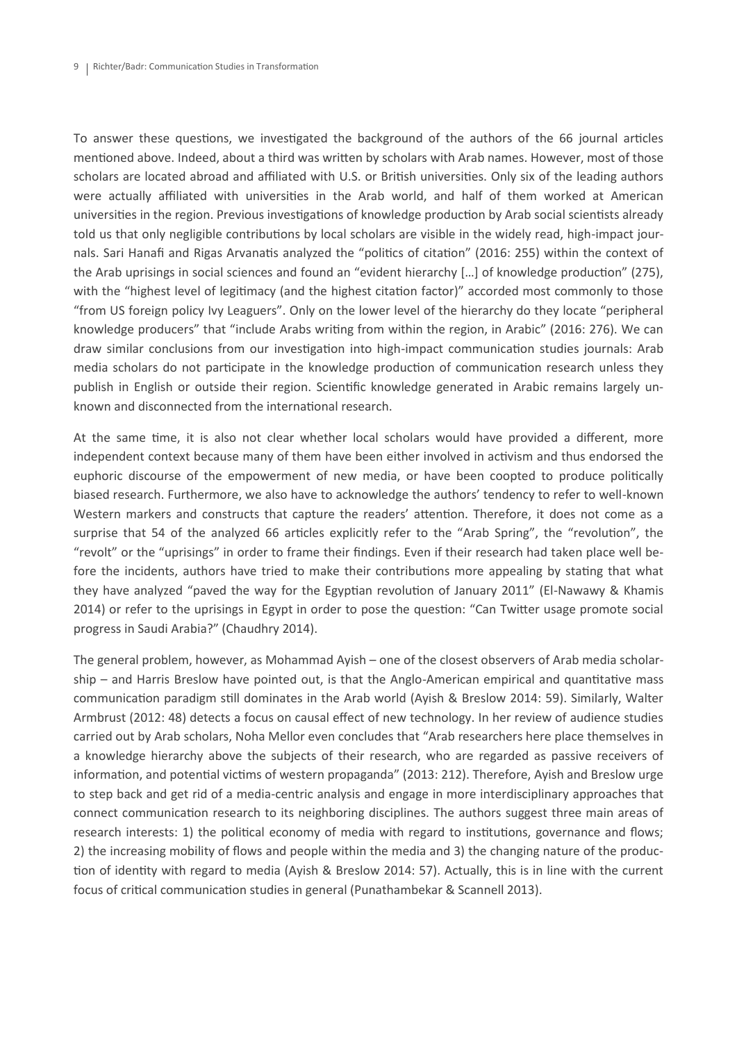To answer these questions, we investigated the background of the authors of the 66 journal articles mentioned above. Indeed, about a third was written by scholars with Arab names. However, most of those scholars are located abroad and affiliated with U.S. or British universities. Only six of the leading authors were actually affiliated with universities in the Arab world, and half of them worked at American universities in the region. Previous investigations of knowledge production by Arab social scientists already told us that only negligible contributions by local scholars are visible in the widely read, high-impact journals. Sari Hanafi and Rigas Arvanatis analyzed the "politics of citation" (2016: 255) within the context of the Arab uprisings in social sciences and found an "evident hierarchy […] of knowledge production" (275), with the "highest level of legitimacy (and the highest citation factor)" accorded most commonly to those "from US foreign policy Ivy Leaguers". Only on the lower level of the hierarchy do they locate "peripheral knowledge producers" that "include Arabs writing from within the region, in Arabic" (2016: 276). We can draw similar conclusions from our investigation into high-impact communication studies journals: Arab media scholars do not participate in the knowledge production of communication research unless they publish in English or outside their region. Scientific knowledge generated in Arabic remains largely unknown and disconnected from the international research.

At the same time, it is also not clear whether local scholars would have provided a different, more independent context because many of them have been either involved in activism and thus endorsed the euphoric discourse of the empowerment of new media, or have been coopted to produce politically biased research. Furthermore, we also have to acknowledge the authors' tendency to refer to well-known Western markers and constructs that capture the readers' attention. Therefore, it does not come as a surprise that 54 of the analyzed 66 articles explicitly refer to the "Arab Spring", the "revolution", the "revolt" or the "uprisings" in order to frame their findings. Even if their research had taken place well before the incidents, authors have tried to make their contributions more appealing by stating that what they have analyzed "paved the way for the Egyptian revolution of January 2011" (El-Nawawy & Khamis 2014) or refer to the uprisings in Egypt in order to pose the question: "Can Twitter usage promote social progress in Saudi Arabia?" (Chaudhry 2014).

The general problem, however, as Mohammad Ayish – one of the closest observers of Arab media scholarship – and Harris Breslow have pointed out, is that the Anglo-American empirical and quantitative mass communication paradigm still dominates in the Arab world (Ayish & Breslow 2014: 59). Similarly, Walter Armbrust (2012: 48) detects a focus on causal effect of new technology. In her review of audience studies carried out by Arab scholars, Noha Mellor even concludes that "Arab researchers here place themselves in a knowledge hierarchy above the subjects of their research, who are regarded as passive receivers of information, and potential victims of western propaganda" (2013: 212). Therefore, Ayish and Breslow urge to step back and get rid of a media-centric analysis and engage in more interdisciplinary approaches that connect communication research to its neighboring disciplines. The authors suggest three main areas of research interests: 1) the political economy of media with regard to institutions, governance and flows; 2) the increasing mobility of flows and people within the media and 3) the changing nature of the production of identity with regard to media (Ayish & Breslow 2014: 57). Actually, this is in line with the current focus of critical communication studies in general (Punathambekar & Scannell 2013).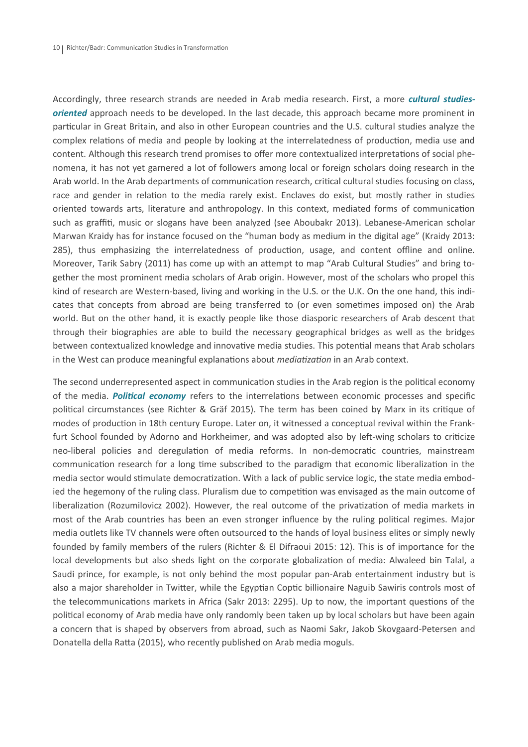Accordingly, three research strands are needed in Arab media research. First, a more ***cultural studies-oriented*** approach needs to be developed. In the last decade, this approach became more prominent in particular in Great Britain, and also in other European countries and the U.S. cultural studies analyze the complex relations of media and people by looking at the interrelatedness of production, media use and content. Although this research trend promises to offer more contextualized interpretations of social phenomena, it has not yet garnered a lot of followers among local or foreign scholars doing research in the Arab world. In the Arab departments of communication research, critical cultural studies focusing on class, race and gender in relation to the media rarely exist. Enclaves do exist, but mostly rather in studies oriented towards arts, literature and anthropology. In this context, mediated forms of communication such as graffiti, music or slogans have been analyzed (see Aboubakr 2013). Lebanese-American scholar Marwan Kraidy has for instance focused on the "human body as medium in the digital age" (Kraidy 2013: 285), thus emphasizing the interrelatedness of production, usage, and content offline and online. Moreover, Tarik Sabry (2011) has come up with an attempt to map "Arab Cultural Studies" and bring together the most prominent media scholars of Arab origin. However, most of the scholars who propel this kind of research are Western-based, living and working in the U.S. or the U.K. On the one hand, this indicates that concepts from abroad are being transferred to (or even sometimes imposed on) the Arab world. But on the other hand, it is exactly people like those diasporic researchers of Arab descent that through their biographies are able to build the necessary geographical bridges as well as the bridges between contextualized knowledge and innovative media studies. This potential means that Arab scholars in the West can produce meaningful explanations about *mediatization* in an Arab context.

The second underrepresented aspect in communication studies in the Arab region is the political economy of the media. ***Political economy*** refers to the interrelations between economic processes and specific political circumstances (see Richter & Gräf 2015). The term has been coined by Marx in its critique of modes of production in 18th century Europe. Later on, it witnessed a conceptual revival within the Frankfurt School founded by Adorno and Horkheimer, and was adopted also by left-wing scholars to criticize neo-liberal policies and deregulation of media reforms. In non-democratic countries, mainstream communication research for a long time subscribed to the paradigm that economic liberalization in the media sector would stimulate democratization. With a lack of public service logic, the state media embodied the hegemony of the ruling class. Pluralism due to competition was envisaged as the main outcome of liberalization (Rozumilovicz 2002). However, the real outcome of the privatization of media markets in most of the Arab countries has been an even stronger influence by the ruling political regimes. Major media outlets like TV channels were often outsourced to the hands of loyal business elites or simply newly founded by family members of the rulers (Richter & El Difraoui 2015: 12). This is of importance for the local developments but also sheds light on the corporate globalization of media: Alwaleed bin Talal, a Saudi prince, for example, is not only behind the most popular pan-Arab entertainment industry but is also a major shareholder in Twitter, while the Egyptian Coptic billionaire Naguib Sawiris controls most of the telecommunications markets in Africa (Sakr 2013: 2295). Up to now, the important questions of the political economy of Arab media have only randomly been taken up by local scholars but have been again a concern that is shaped by observers from abroad, such as Naomi Sakr, Jakob Skovgaard-Petersen and Donatella della Ratta (2015), who recently published on Arab media moguls.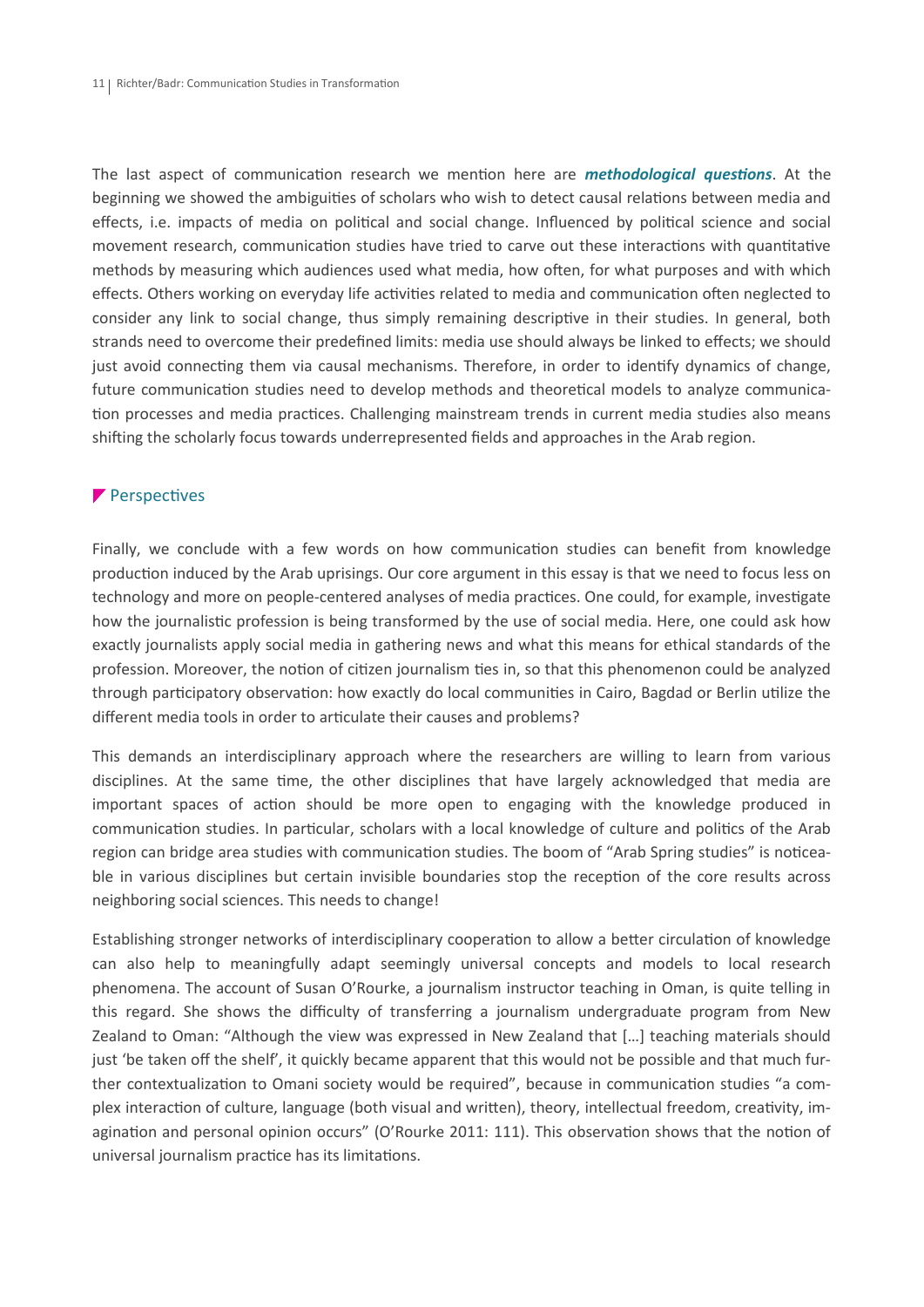The last aspect of communication research we mention here are ***methodological questions***. At the beginning we showed the ambiguities of scholars who wish to detect causal relations between media and effects, i.e. impacts of media on political and social change. Influenced by political science and social movement research, communication studies have tried to carve out these interactions with quantitative methods by measuring which audiences used what media, how often, for what purposes and with which effects. Others working on everyday life activities related to media and communication often neglected to consider any link to social change, thus simply remaining descriptive in their studies. In general, both strands need to overcome their predefined limits: media use should always be linked to effects; we should just avoid connecting them via causal mechanisms. Therefore, in order to identify dynamics of change, future communication studies need to develop methods and theoretical models to analyze communication processes and media practices. Challenging mainstream trends in current media studies also means shifting the scholarly focus towards underrepresented fields and approaches in the Arab region.

## Perspectives

Finally, we conclude with a few words on how communication studies can benefit from knowledge production induced by the Arab uprisings. Our core argument in this essay is that we need to focus less on technology and more on people-centered analyses of media practices. One could, for example, investigate how the journalistic profession is being transformed by the use of social media. Here, one could ask how exactly journalists apply social media in gathering news and what this means for ethical standards of the profession. Moreover, the notion of citizen journalism ties in, so that this phenomenon could be analyzed through participatory observation: how exactly do local communities in Cairo, Bagdad or Berlin utilize the different media tools in order to articulate their causes and problems?

This demands an interdisciplinary approach where the researchers are willing to learn from various disciplines. At the same time, the other disciplines that have largely acknowledged that media are important spaces of action should be more open to engaging with the knowledge produced in communication studies. In particular, scholars with a local knowledge of culture and politics of the Arab region can bridge area studies with communication studies. The boom of "Arab Spring studies" is noticeable in various disciplines but certain invisible boundaries stop the reception of the core results across neighboring social sciences. This needs to change!

Establishing stronger networks of interdisciplinary cooperation to allow a better circulation of knowledge can also help to meaningfully adapt seemingly universal concepts and models to local research phenomena. The account of Susan O'Rourke, a journalism instructor teaching in Oman, is quite telling in this regard. She shows the difficulty of transferring a journalism undergraduate program from New Zealand to Oman: "Although the view was expressed in New Zealand that […] teaching materials should just 'be taken off the shelf', it quickly became apparent that this would not be possible and that much further contextualization to Omani society would be required", because in communication studies "a complex interaction of culture, language (both visual and written), theory, intellectual freedom, creativity, imagination and personal opinion occurs" (O'Rourke 2011: 111). This observation shows that the notion of universal journalism practice has its limitations.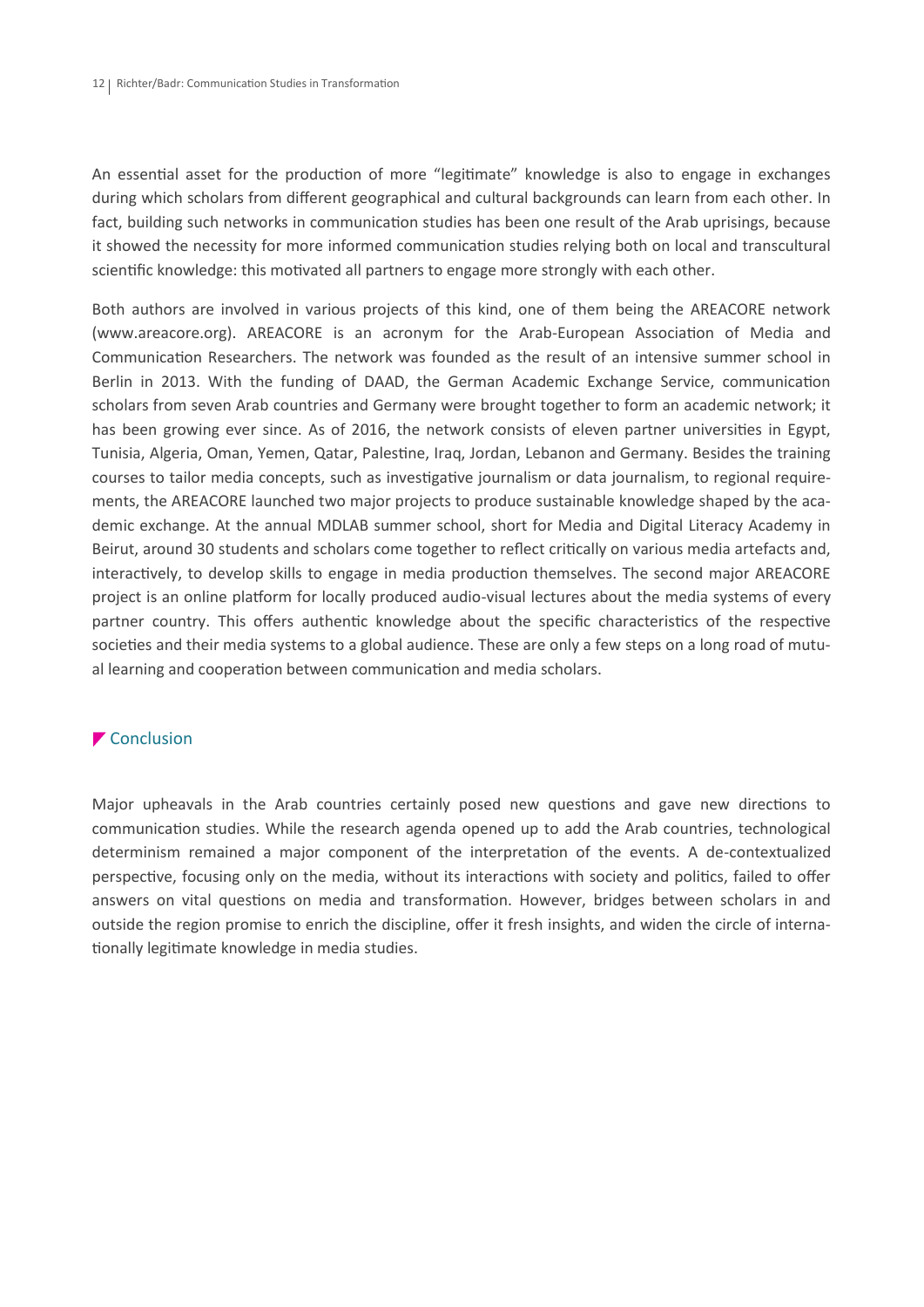An essential asset for the production of more "legitimate" knowledge is also to engage in exchanges during which scholars from different geographical and cultural backgrounds can learn from each other. In fact, building such networks in communication studies has been one result of the Arab uprisings, because it showed the necessity for more informed communication studies relying both on local and transcultural scientific knowledge: this motivated all partners to engage more strongly with each other.

Both authors are involved in various projects of this kind, one of them being the AREACORE network (www.areacore.org). AREACORE is an acronym for the Arab-European Association of Media and Communication Researchers. The network was founded as the result of an intensive summer school in Berlin in 2013. With the funding of DAAD, the German Academic Exchange Service, communication scholars from seven Arab countries and Germany were brought together to form an academic network; it has been growing ever since. As of 2016, the network consists of eleven partner universities in Egypt, Tunisia, Algeria, Oman, Yemen, Qatar, Palestine, Iraq, Jordan, Lebanon and Germany. Besides the training courses to tailor media concepts, such as investigative journalism or data journalism, to regional requirements, the AREACORE launched two major projects to produce sustainable knowledge shaped by the academic exchange. At the annual MDLAB summer school, short for Media and Digital Literacy Academy in Beirut, around 30 students and scholars come together to reflect critically on various media artefacts and, interactively, to develop skills to engage in media production themselves. The second major AREACORE project is an online platform for locally produced audio-visual lectures about the media systems of every partner country. This offers authentic knowledge about the specific characteristics of the respective societies and their media systems to a global audience. These are only a few steps on a long road of mutual learning and cooperation between communication and media scholars.

## Conclusion

Major upheavals in the Arab countries certainly posed new questions and gave new directions to communication studies. While the research agenda opened up to add the Arab countries, technological determinism remained a major component of the interpretation of the events. A de-contextualized perspective, focusing only on the media, without its interactions with society and politics, failed to offer answers on vital questions on media and transformation. However, bridges between scholars in and outside the region promise to enrich the discipline, offer it fresh insights, and widen the circle of internationally legitimate knowledge in media studies.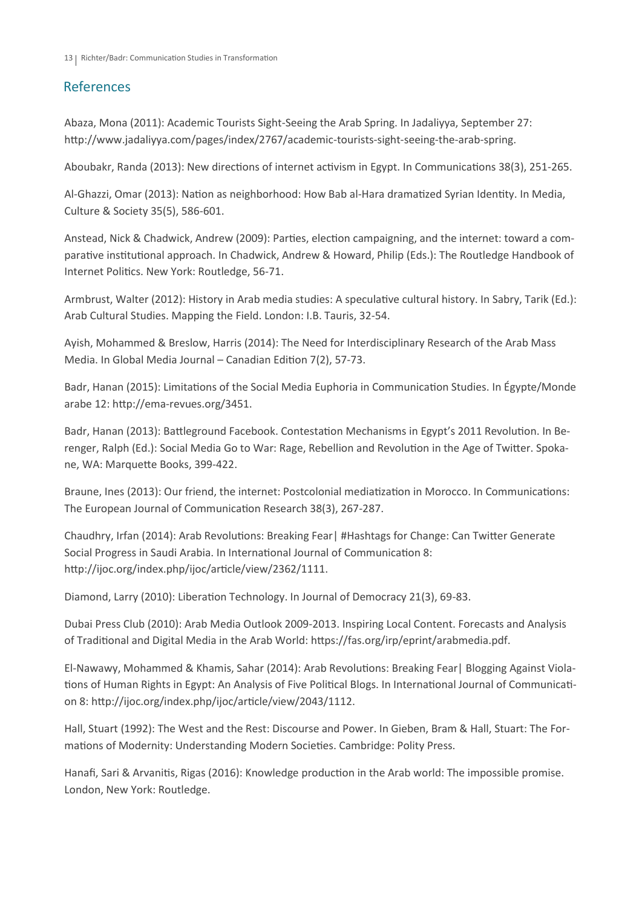## References

Abaza, Mona (2011): Academic Tourists Sight-Seeing the Arab Spring. In Jadaliyya, September 27: http://www.jadaliyya.com/pages/index/2767/academic-tourists-sight-seeing-the-arab-spring.

Aboubakr, Randa (2013): New directions of internet activism in Egypt. In Communications 38(3), 251-265.

Al-Ghazzi, Omar (2013): Nation as neighborhood: How Bab al-Hara dramatized Syrian Identity. In Media, Culture & Society 35(5), 586-601.

Anstead, Nick & Chadwick, Andrew (2009): Parties, election campaigning, and the internet: toward a comparative institutional approach. In Chadwick, Andrew & Howard, Philip (Eds.): The Routledge Handbook of Internet Politics. New York: Routledge, 56-71.

Armbrust, Walter (2012): History in Arab media studies: A speculative cultural history. In Sabry, Tarik (Ed.): Arab Cultural Studies. Mapping the Field. London: I.B. Tauris, 32-54.

Ayish, Mohammed & Breslow, Harris (2014): The Need for Interdisciplinary Research of the Arab Mass Media. In Global Media Journal – Canadian Edition 7(2), 57-73.

Badr, Hanan (2015): Limitations of the Social Media Euphoria in Communication Studies. In Égypte/Monde arabe 12: http://ema-revues.org/3451.

Badr, Hanan (2013): Battleground Facebook. Contestation Mechanisms in Egypt's 2011 Revolution. In Berenger, Ralph (Ed.): Social Media Go to War: Rage, Rebellion and Revolution in the Age of Twitter. Spokane, WA: Marquette Books, 399-422.

Braune, Ines (2013): Our friend, the internet: Postcolonial mediatization in Morocco. In Communications: The European Journal of Communication Research 38(3), 267-287.

Chaudhry, Irfan (2014): Arab Revolutions: Breaking Fear| #Hashtags for Change: Can Twitter Generate Social Progress in Saudi Arabia. In International Journal of Communication 8: http://ijoc.org/index.php/ijoc/article/view/2362/1111.

Diamond, Larry (2010): Liberation Technology. In Journal of Democracy 21(3), 69-83.

Dubai Press Club (2010): Arab Media Outlook 2009-2013. Inspiring Local Content. Forecasts and Analysis of Traditional and Digital Media in the Arab World: https://fas.org/irp/eprint/arabmedia.pdf.

El-Nawawy, Mohammed & Khamis, Sahar (2014): Arab Revolutions: Breaking Fear| Blogging Against Violations of Human Rights in Egypt: An Analysis of Five Political Blogs. In International Journal of Communication 8: http://ijoc.org/index.php/ijoc/article/view/2043/1112.

Hall, Stuart (1992): The West and the Rest: Discourse and Power. In Gieben, Bram & Hall, Stuart: The Formations of Modernity: Understanding Modern Societies. Cambridge: Polity Press.

Hanafi, Sari & Arvanitis, Rigas (2016): Knowledge production in the Arab world: The impossible promise. London, New York: Routledge.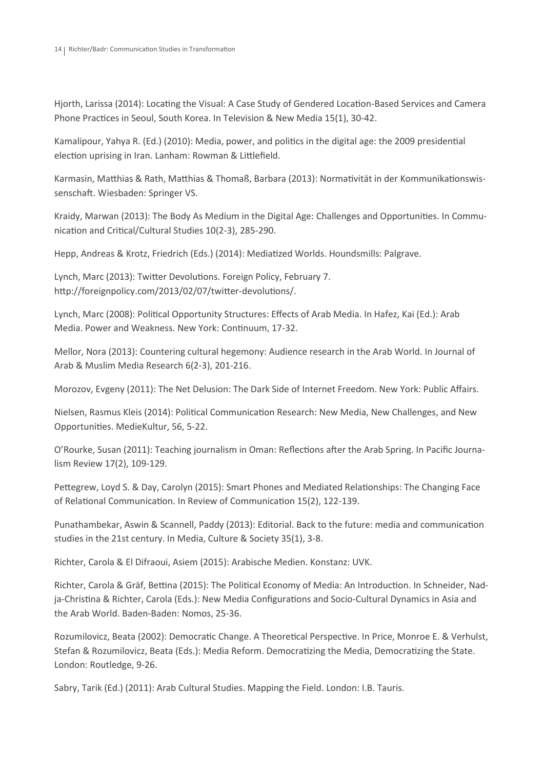Hjorth, Larissa (2014): Locating the Visual: A Case Study of Gendered Location-Based Services and Camera Phone Practices in Seoul, South Korea. In Television & New Media 15(1), 30-42.

Kamalipour, Yahya R. (Ed.) (2010): Media, power, and politics in the digital age: the 2009 presidential election uprising in Iran. Lanham: Rowman & Littlefield.

Karmasin, Matthias & Rath, Matthias & Thomaß, Barbara (2013): Normativität in der Kommunikationswissenschaft. Wiesbaden: Springer VS.

Kraidy, Marwan (2013): The Body As Medium in the Digital Age: Challenges and Opportunities. In Communication and Critical/Cultural Studies 10(2-3), 285-290.

Hepp, Andreas & Krotz, Friedrich (Eds.) (2014): Mediatized Worlds. Houndsmills: Palgrave.

Lynch, Marc (2013): Twitter Devolutions. Foreign Policy, February 7. http://foreignpolicy.com/2013/02/07/twitter-devolutions/.

Lynch, Marc (2008): Political Opportunity Structures: Effects of Arab Media. In Hafez, Kai (Ed.): Arab Media. Power and Weakness. New York: Continuum, 17-32.

Mellor, Nora (2013): Countering cultural hegemony: Audience research in the Arab World. In Journal of Arab & Muslim Media Research 6(2-3), 201-216.

Morozov, Evgeny (2011): The Net Delusion: The Dark Side of Internet Freedom. New York: Public Affairs.

Nielsen, Rasmus Kleis (2014): Political Communication Research: New Media, New Challenges, and New Opportunities. MedieKultur, 56, 5-22.

O'Rourke, Susan (2011): Teaching journalism in Oman: Reflections after the Arab Spring. In Pacific Journalism Review 17(2), 109-129.

Pettegrew, Loyd S. & Day, Carolyn (2015): Smart Phones and Mediated Relationships: The Changing Face of Relational Communication. In Review of Communication 15(2), 122-139.

Punathambekar, Aswin & Scannell, Paddy (2013): Editorial. Back to the future: media and communication studies in the 21st century. In Media, Culture & Society 35(1), 3-8.

Richter, Carola & El Difraoui, Asiem (2015): Arabische Medien. Konstanz: UVK.

Richter, Carola & Gräf, Bettina (2015): The Political Economy of Media: An Introduction. In Schneider, Nadja-Christina & Richter, Carola (Eds.): New Media Configurations and Socio-Cultural Dynamics in Asia and the Arab World. Baden-Baden: Nomos, 25-36.

Rozumilovicz, Beata (2002): Democratic Change. A Theoretical Perspective. In Price, Monroe E. & Verhulst, Stefan & Rozumilovicz, Beata (Eds.): Media Reform. Democratizing the Media, Democratizing the State. London: Routledge, 9-26.

Sabry, Tarik (Ed.) (2011): Arab Cultural Studies. Mapping the Field. London: I.B. Tauris.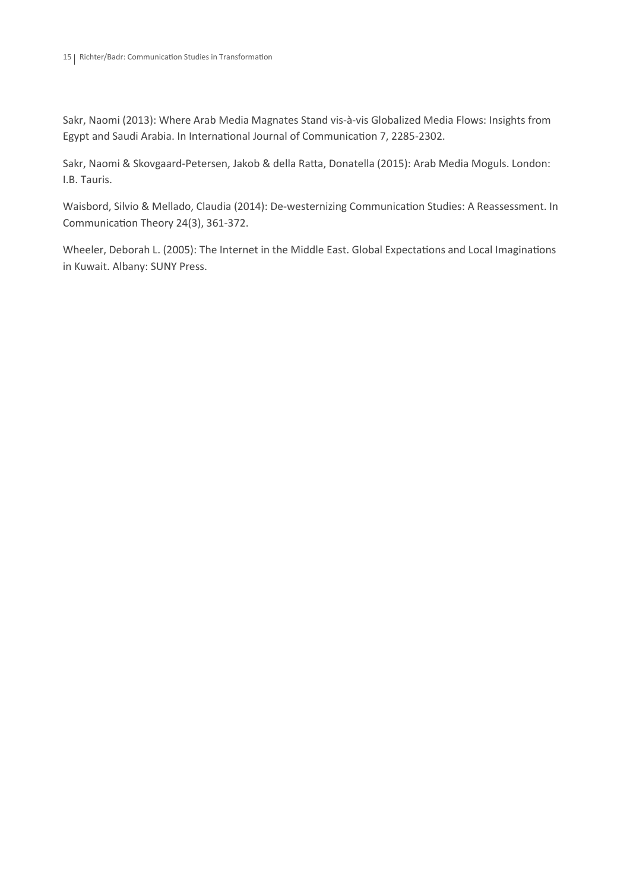Sakr, Naomi (2013): Where Arab Media Magnates Stand vis-à-vis Globalized Media Flows: Insights from Egypt and Saudi Arabia. In International Journal of Communication 7, 2285-2302.

Sakr, Naomi & Skovgaard-Petersen, Jakob & della Ratta, Donatella (2015): Arab Media Moguls. London: I.B. Tauris.

Waisbord, Silvio & Mellado, Claudia (2014): De-westernizing Communication Studies: A Reassessment. In Communication Theory 24(3), 361-372.

Wheeler, Deborah L. (2005): The Internet in the Middle East. Global Expectations and Local Imaginations in Kuwait. Albany: SUNY Press.